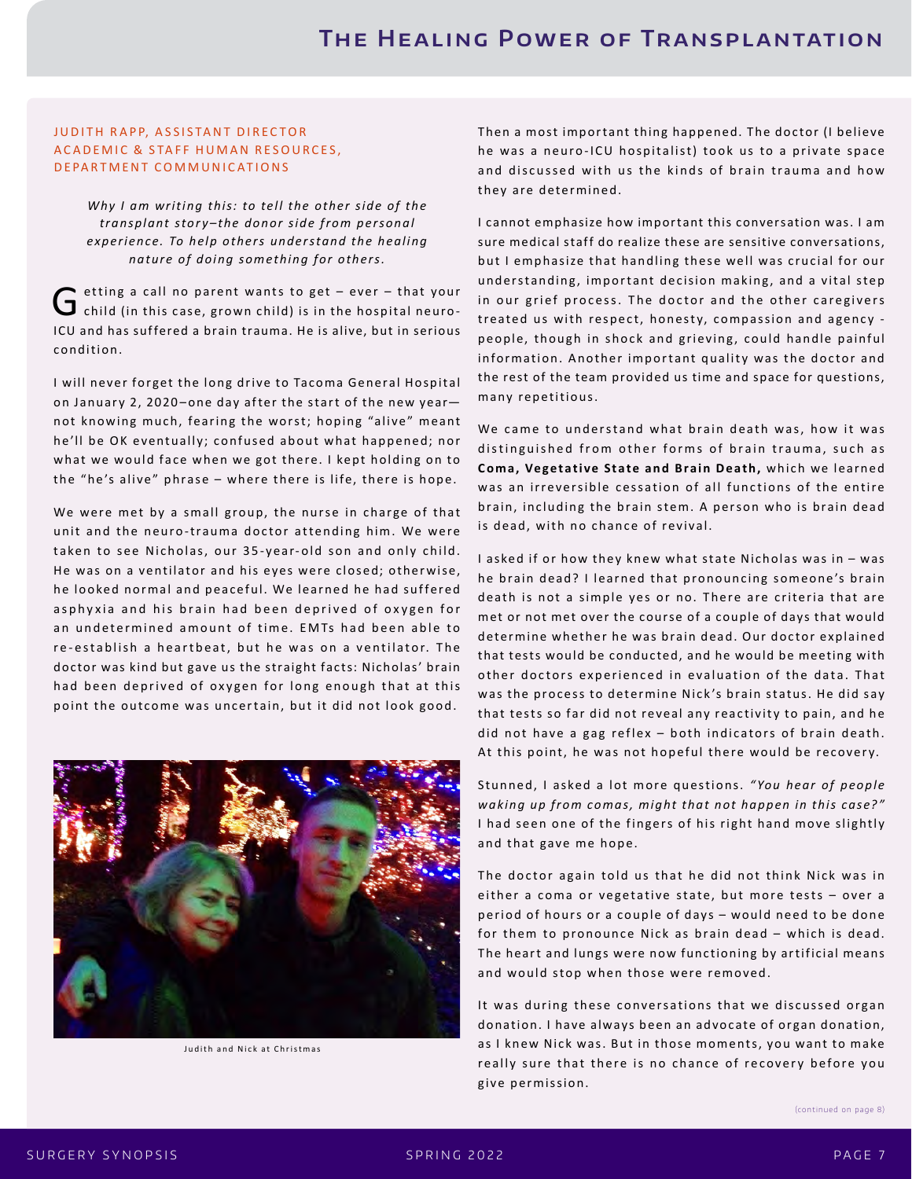# The Healing Power of Transplantation

JUDITH RAPP, ASSISTANT DIRECTOR ACADEMIC & STAFF HUMAN RESOURCES, DEPARTMENT COMMUNICATIONS

*Why I am writing this: to tell the other side of the transplant story–the donor side from personal experience. To help others understand the healing nature of doing something for others.*

Getting a call no parent wants to get – ever – that your child (in this case, grown child) is in the hospital neuro-ICU and has suffered a brain trauma. He is alive, but in serious condition.

I will never forget the long drive to Tacoma General Hospital on January 2, 2020–one day after the start of the new year—not knowing much, fearing the worst; hoping "alive" meant he'll be OK eventually; confused about what happened; nor what we would face when we got there. I kept holding on to the "he's alive" phrase – where there is life, there is hope.

We were met by a small group, the nurse in charge of that unit and the neuro-trauma doctor attending him. We were taken to see Nicholas, our 35-year-old son and only child. He was on a ventilator and his eyes were closed; otherwise, he looked normal and peaceful. We learned he had suffered asphyxia and his brain had been deprived of oxygen for an undetermined amount of time. EMTs had been able to re-establish a heartbeat, but he was on a ventilator. The doctor was kind but gave us the straight facts: Nicholas' brain had been deprived of oxygen for long enough that at this point the outcome was uncertain, but it did not look good.

Judith and Nick at Christmas

Then a most important thing happened. The doctor (I believe he was a neuro-ICU hospitalist) took us to a private space and discussed with us the kinds of brain trauma and how they are determined.

I cannot emphasize how important this conversation was. I am sure medical staff do realize these are sensitive conversations, but I emphasize that handling these well was crucial for our understanding, important decision making, and a vital step in our grief process. The doctor and the other caregivers treated us with respect, honesty, compassion and agency - people, though in shock and grieving, could handle painful information. Another important quality was the doctor and the rest of the team provided us time and space for questions, many repetitious.

We came to understand what brain death was, how it was distinguished from other forms of brain trauma, such as **Coma, Vegetative State and Brain Death,** which we learned was an irreversible cessation of all functions of the entire brain, including the brain stem. A person who is brain dead is dead, with no chance of revival.

I asked if or how they knew what state Nicholas was in – was he brain dead? I learned that pronouncing someone's brain death is not a simple yes or no. There are criteria that are met or not met over the course of a couple of days that would determine whether he was brain dead. Our doctor explained that tests would be conducted, and he would be meeting with other doctors experienced in evaluation of the data. That was the process to determine Nick's brain status. He did say that tests so far did not reveal any reactivity to pain, and he did not have a gag reflex – both indicators of brain death. At this point, he was not hopeful there would be recovery.

Stunned, I asked a lot more questions. *"You hear of people waking up from comas, might that not happen in this case?"* I had seen one of the fingers of his right hand move slightly and that gave me hope.

The doctor again told us that he did not think Nick was in either a coma or vegetative state, but more tests – over a period of hours or a couple of days – would need to be done for them to pronounce Nick as brain dead – which is dead. The heart and lungs were now functioning by artificial means and would stop when those were removed.

It was during these conversations that we discussed organ donation. I have always been an advocate of organ donation, as I knew Nick was. But in those moments, you want to make really sure that there is no chance of recovery before you give permission.

(continued on page 8)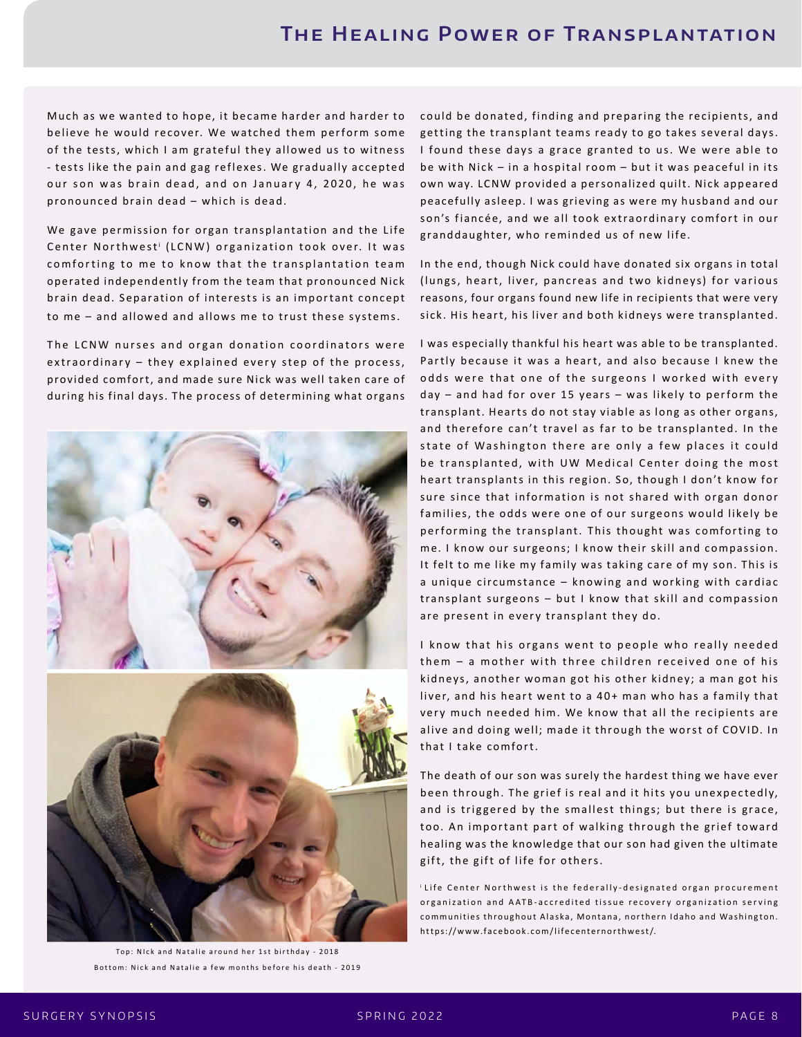# The Healing Power of Transplantation

Much as we wanted to hope, it became harder and harder to believe he would recover. We watched them perform some of the tests, which I am grateful they allowed us to witness - tests like the pain and gag reflexes. We gradually accepted our son was brain dead, and on January 4, 2020, he was pronounced brain dead – which is dead.

We gave permission for organ transplantation and the Life Center Northwest[i] (LCNW) organization took over. It was comforting to me to know that the transplantation team operated independently from the team that pronounced Nick brain dead. Separation of interests is an important concept to me – and allowed and allows me to trust these systems.

The LCNW nurses and organ donation coordinators were extraordinary – they explained every step of the process, provided comfort, and made sure Nick was well taken care of during his final days. The process of determining what organs could be donated, finding and preparing the recipients, and getting the transplant teams ready to go takes several days. I found these days a grace granted to us. We were able to be with Nick – in a hospital room – but it was peaceful in its own way. LCNW provided a personalized quilt. Nick appeared peacefully asleep. I was grieving as were my husband and our son's fiancée, and we all took extraordinary comfort in our granddaughter, who reminded us of new life.

Top: Nick and Natalie around her 1st birthday - 2018

Bottom: Nick and Natalie a few months before his death - 2019

In the end, though Nick could have donated six organs in total (lungs, heart, liver, pancreas and two kidneys) for various reasons, four organs found new life in recipients that were very sick. His heart, his liver and both kidneys were transplanted.

I was especially thankful his heart was able to be transplanted. Partly because it was a heart, and also because I knew the odds were that one of the surgeons I worked with every day – and had for over 15 years – was likely to perform the transplant. Hearts do not stay viable as long as other organs, and therefore can't travel as far to be transplanted. In the state of Washington there are only a few places it could be transplanted, with UW Medical Center doing the most heart transplants in this region. So, though I don't know for sure since that information is not shared with organ donor families, the odds were one of our surgeons would likely be performing the transplant. This thought was comforting to me. I know our surgeons; I know their skill and compassion. It felt to me like my family was taking care of my son. This is a unique circumstance – knowing and working with cardiac transplant surgeons – but I know that skill and compassion are present in every transplant they do.

I know that his organs went to people who really needed them – a mother with three children received one of his kidneys, another woman got his other kidney; a man got his liver, and his heart went to a 40+ man who has a family that very much needed him. We know that all the recipients are alive and doing well; made it through the worst of COVID. In that I take comfort.

The death of our son was surely the hardest thing we have ever been through. The grief is real and it hits you unexpectedly, and is triggered by the smallest things; but there is grace, too. An important part of walking through the grief toward healing was the knowledge that our son had given the ultimate gift, the gift of life for others.

[i] Life Center Northwest is the federally-designated organ procurement organization and AATB-accredited tissue recovery organization serving communities throughout Alaska, Montana, northern Idaho and Washington. https://www.facebook.com/lifecenternorthwest/.